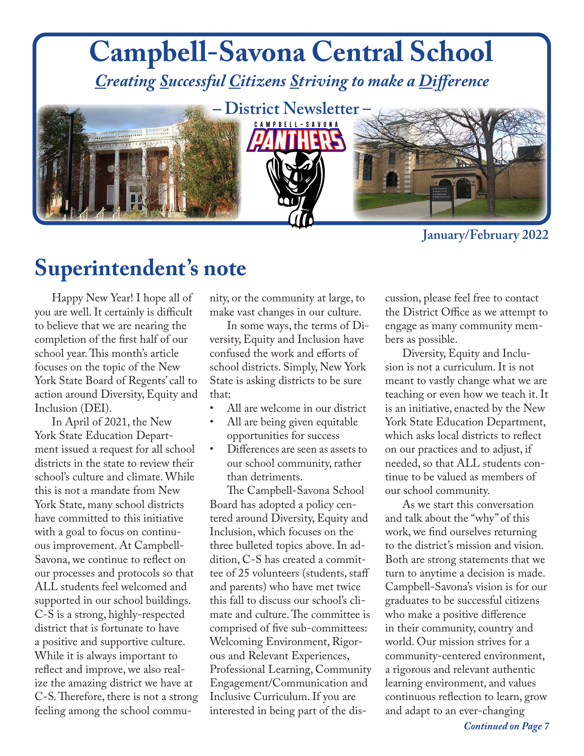# Campbell-Savona Central School

***Creating Successful Citizens Striving to make a Difference***

**– District Newsletter –**

**January/February 2022**

## Superintendent's note

Happy New Year! I hope all of you are well. It certainly is difficult to believe that we are nearing the completion of the first half of our school year. This month's article focuses on the topic of the New York State Board of Regents' call to action around Diversity, Equity and Inclusion (DEI).

In April of 2021, the New York State Education Department issued a request for all school districts in the state to review their school's culture and climate. While this is not a mandate from New York State, many school districts have committed to this initiative with a goal to focus on continuous improvement. At Campbell-Savona, we continue to reflect on our processes and protocols so that ALL students feel welcomed and supported in our school buildings. C-S is a strong, highly-respected district that is fortunate to have a positive and supportive culture. While it is always important to reflect and improve, we also realize the amazing district we have at C-S. Therefore, there is not a strong feeling among the school community, or the community at large, to make vast changes in our culture.

In some ways, the terms of Diversity, Equity and Inclusion have confused the work and efforts of school districts. Simply, New York State is asking districts to be sure that:

- All are welcome in our district
- All are being given equitable opportunities for success
- Differences are seen as assets to our school community, rather than detriments.

The Campbell-Savona School Board has adopted a policy centered around Diversity, Equity and Inclusion, which focuses on the three bulleted topics above. In addition, C-S has created a committee of 25 volunteers (students, staff and parents) who have met twice this fall to discuss our school's climate and culture. The committee is comprised of five sub-committees: Welcoming Environment, Rigorous and Relevant Experiences, Professional Learning, Community Engagement/Communication and Inclusive Curriculum. If you are interested in being part of the discussion, please feel free to contact the District Office as we attempt to engage as many community members as possible.

Diversity, Equity and Inclusion is not a curriculum. It is not meant to vastly change what we are teaching or even how we teach it. It is an initiative, enacted by the New York State Education Department, which asks local districts to reflect on our practices and to adjust, if needed, so that ALL students continue to be valued as members of our school community.

As we start this conversation and talk about the "why" of this work, we find ourselves returning to the district's mission and vision. Both are strong statements that we turn to anytime a decision is made. Campbell-Savona's vision is for our graduates to be successful citizens who make a positive difference in their community, country and world. Our mission strives for a community-centered environment, a rigorous and relevant authentic learning environment, and values continuous reflection to learn, grow and adapt to an ever-changing

***Continued on Page 7***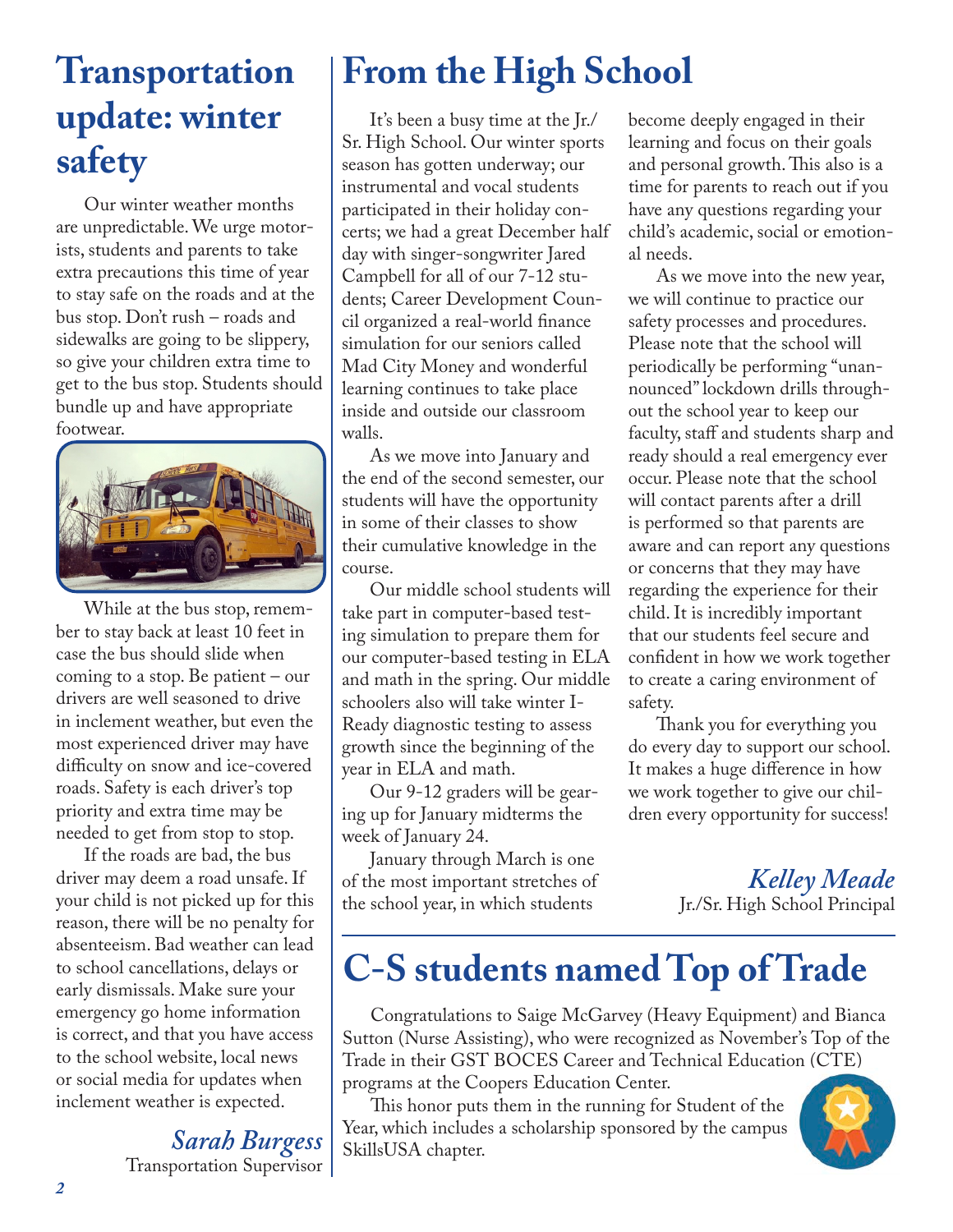# Transportation update: winter safety

Our winter weather months are unpredictable. We urge motorists, students and parents to take extra precautions this time of year to stay safe on the roads and at the bus stop. Don't rush – roads and sidewalks are going to be slippery, so give your children extra time to get to the bus stop. Students should bundle up and have appropriate footwear.

While at the bus stop, remember to stay back at least 10 feet in case the bus should slide when coming to a stop. Be patient – our drivers are well seasoned to drive in inclement weather, but even the most experienced driver may have difficulty on snow and ice-covered roads. Safety is each driver's top priority and extra time may be needed to get from stop to stop.

If the roads are bad, the bus driver may deem a road unsafe. If your child is not picked up for this reason, there will be no penalty for absenteeism. Bad weather can lead to school cancellations, delays or early dismissals. Make sure your emergency go home information is correct, and that you have access to the school website, local news or social media for updates when inclement weather is expected.

*Sarah Burgess*
Transportation Supervisor

# From the High School

It's been a busy time at the Jr./Sr. High School. Our winter sports season has gotten underway; our instrumental and vocal students participated in their holiday concerts; we had a great December half day with singer-songwriter Jared Campbell for all of our 7-12 students; Career Development Council organized a real-world finance simulation for our seniors called Mad City Money and wonderful learning continues to take place inside and outside our classroom walls.

As we move into January and the end of the second semester, our students will have the opportunity in some of their classes to show their cumulative knowledge in the course.

Our middle school students will take part in computer-based testing simulation to prepare them for our computer-based testing in ELA and math in the spring. Our middle schoolers also will take winter I-Ready diagnostic testing to assess growth since the beginning of the year in ELA and math.

Our 9-12 graders will be gearing up for January midterms the week of January 24.

January through March is one of the most important stretches of the school year, in which students become deeply engaged in their learning and focus on their goals and personal growth. This also is a time for parents to reach out if you have any questions regarding your child's academic, social or emotional needs.

As we move into the new year, we will continue to practice our safety processes and procedures. Please note that the school will periodically be performing "unannounced" lockdown drills throughout the school year to keep our faculty, staff and students sharp and ready should a real emergency ever occur. Please note that the school will contact parents after a drill is performed so that parents are aware and can report any questions or concerns that they may have regarding the experience for their child. It is incredibly important that our students feel secure and confident in how we work together to create a caring environment of safety.

Thank you for everything you do every day to support our school. It makes a huge difference in how we work together to give our children every opportunity for success!

*Kelley Meade*
Jr./Sr. High School Principal

# C-S students named Top of Trade

Congratulations to Saige McGarvey (Heavy Equipment) and Bianca Sutton (Nurse Assisting), who were recognized as November's Top of the Trade in their GST BOCES Career and Technical Education (CTE) programs at the Coopers Education Center.

This honor puts them in the running for Student of the Year, which includes a scholarship sponsored by the campus SkillsUSA chapter.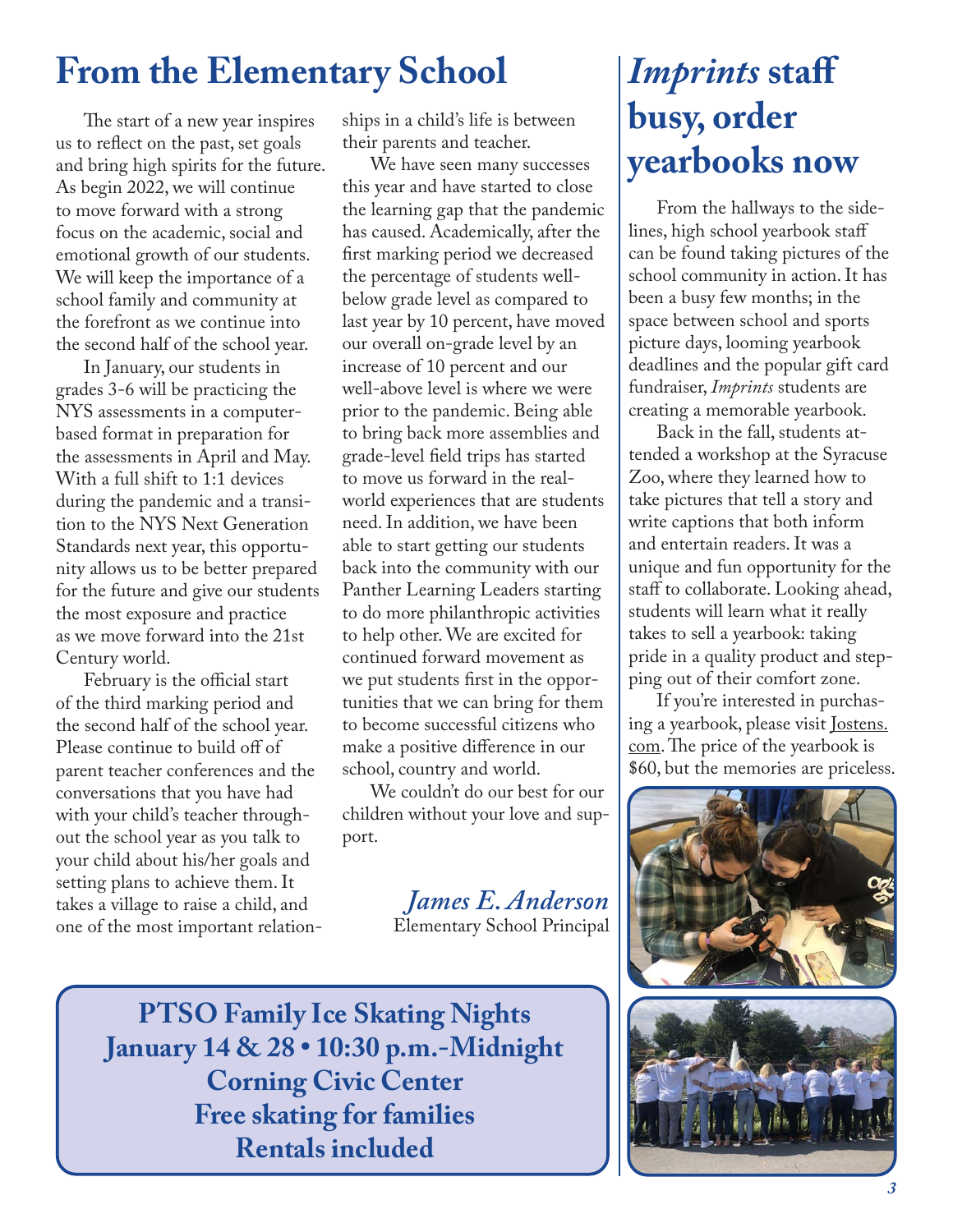# From the Elementary School

The start of a new year inspires us to reflect on the past, set goals and bring high spirits for the future. As begin 2022, we will continue to move forward with a strong focus on the academic, social and emotional growth of our students. We will keep the importance of a school family and community at the forefront as we continue into the second half of the school year.

In January, our students in grades 3-6 will be practicing the NYS assessments in a computer-based format in preparation for the assessments in April and May. With a full shift to 1:1 devices during the pandemic and a transition to the NYS Next Generation Standards next year, this opportunity allows us to be better prepared for the future and give our students the most exposure and practice as we move forward into the 21st Century world.

February is the official start of the third marking period and the second half of the school year. Please continue to build off of parent teacher conferences and the conversations that you have had with your child's teacher throughout the school year as you talk to your child about his/her goals and setting plans to achieve them. It takes a village to raise a child, and one of the most important relationships in a child's life is between their parents and teacher.

We have seen many successes this year and have started to close the learning gap that the pandemic has caused. Academically, after the first marking period we decreased the percentage of students well-below grade level as compared to last year by 10 percent, have moved our overall on-grade level by an increase of 10 percent and our well-above level is where we were prior to the pandemic. Being able to bring back more assemblies and grade-level field trips has started to move us forward in the real-world experiences that are students need. In addition, we have been able to start getting our students back into the community with our Panther Learning Leaders starting to do more philanthropic activities to help other. We are excited for continued forward movement as we put students first in the opportunities that we can bring for them to become successful citizens who make a positive difference in our school, country and world.

We couldn't do our best for our children without your love and support.

***James E. Anderson***
Elementary School Principal

**PTSO Family Ice Skating Nights**
**January 14 & 28 • 10:30 p.m.-Midnight**
**Corning Civic Center**
**Free skating for families**
**Rentals included**

# *Imprints* staff busy, order yearbooks now

From the hallways to the sidelines, high school yearbook staff can be found taking pictures of the school community in action. It has been a busy few months; in the space between school and sports picture days, looming yearbook deadlines and the popular gift card fundraiser, *Imprints* students are creating a memorable yearbook.

Back in the fall, students attended a workshop at the Syracuse Zoo, where they learned how to take pictures that tell a story and write captions that both inform and entertain readers. It was a unique and fun opportunity for the staff to collaborate. Looking ahead, students will learn what it really takes to sell a yearbook: taking pride in a quality product and stepping out of their comfort zone.

If you're interested in purchasing a yearbook, please visit Jostens.com. The price of the yearbook is $60, but the memories are priceless.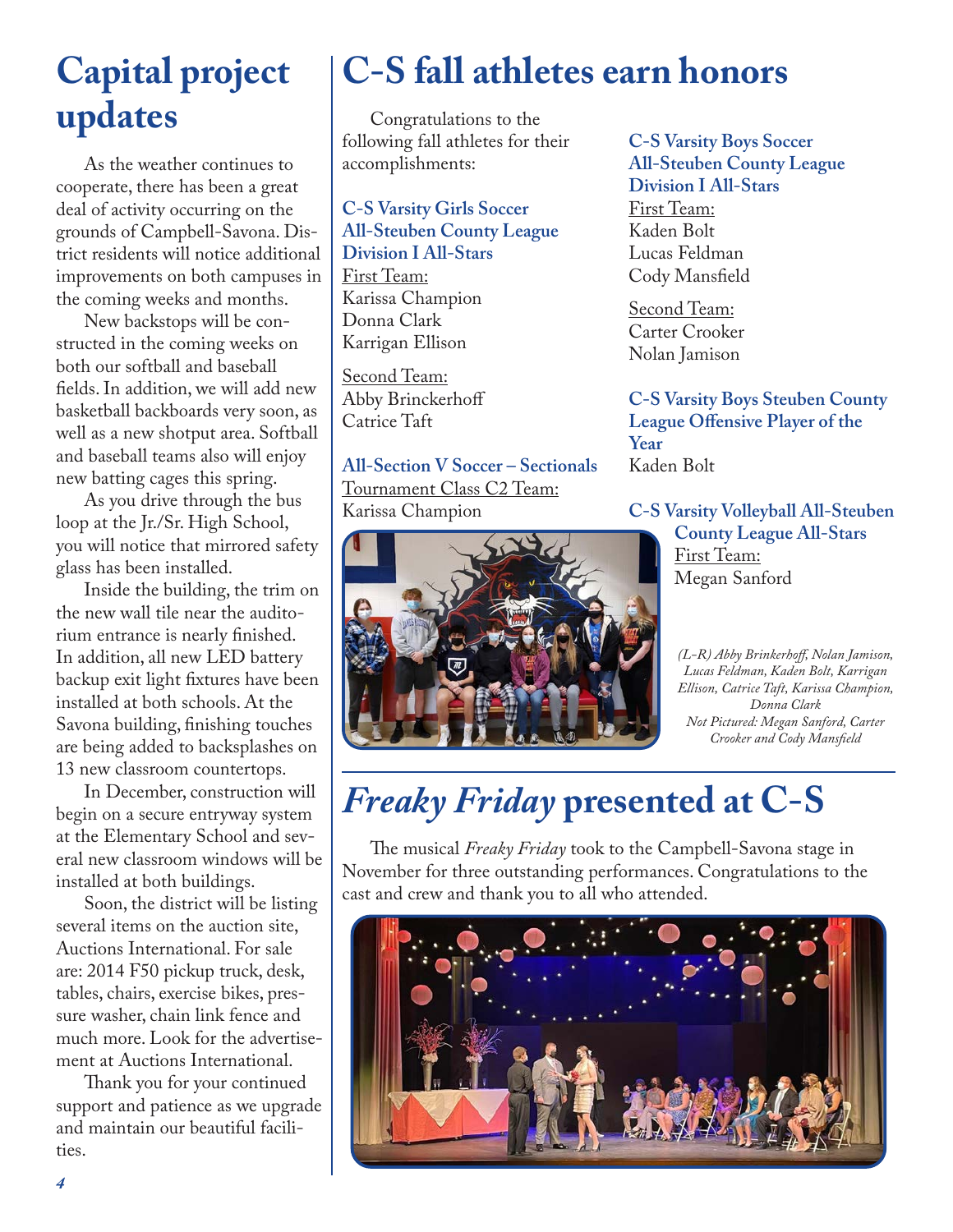# Capital project updates

As the weather continues to cooperate, there has been a great deal of activity occurring on the grounds of Campbell-Savona. District residents will notice additional improvements on both campuses in the coming weeks and months.

New backstops will be constructed in the coming weeks on both our softball and baseball fields. In addition, we will add new basketball backboards very soon, as well as a new shotput area. Softball and baseball teams also will enjoy new batting cages this spring.

As you drive through the bus loop at the Jr./Sr. High School, you will notice that mirrored safety glass has been installed.

Inside the building, the trim on the new wall tile near the auditorium entrance is nearly finished. In addition, all new LED battery backup exit light fixtures have been installed at both schools. At the Savona building, finishing touches are being added to backsplashes on 13 new classroom countertops.

In December, construction will begin on a secure entryway system at the Elementary School and several new classroom windows will be installed at both buildings.

Soon, the district will be listing several items on the auction site, Auctions International. For sale are: 2014 F50 pickup truck, desk, tables, chairs, exercise bikes, pressure washer, chain link fence and much more. Look for the advertisement at Auctions International.

Thank you for your continued support and patience as we upgrade and maintain our beautiful facilities.

# C-S fall athletes earn honors

Congratulations to the following fall athletes for their accomplishments:

**C-S Varsity Girls Soccer All-Steuben County League Division I All-Stars**

First Team:
Karissa Champion
Donna Clark
Karrigan Ellison

Second Team:
Abby Brinckerhoff
Catrice Taft

**All-Section V Soccer – Sectionals**

Tournament Class C2 Team:
Karissa Champion

**C-S Varsity Boys Soccer All-Steuben County League Division I All-Stars**

First Team:
Kaden Bolt
Lucas Feldman
Cody Mansfield

Second Team:
Carter Crooker
Nolan Jamison

**C-S Varsity Boys Steuben County League Offensive Player of the Year**

Kaden Bolt

**C-S Varsity Volleyball All-Steuben County League All-Stars**

First Team:
Megan Sanford

*(L-R) Abby Brinkerhoff, Nolan Jamison, Lucas Feldman, Kaden Bolt, Karrigan Ellison, Catrice Taft, Karissa Champion, Donna Clark*
*Not Pictured: Megan Sanford, Carter Crooker and Cody Mansfield*

# *Freaky Friday* presented at C-S

The musical *Freaky Friday* took to the Campbell-Savona stage in November for three outstanding performances. Congratulations to the cast and crew and thank you to all who attended.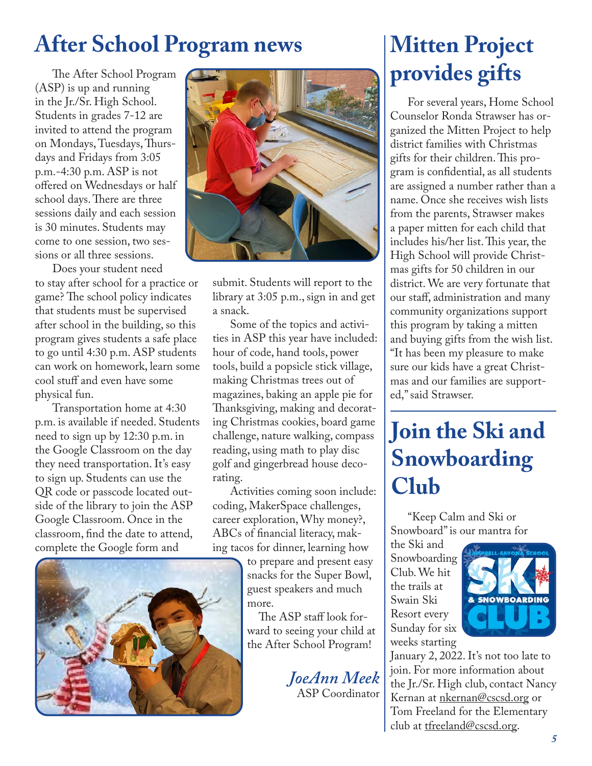# After School Program news

The After School Program (ASP) is up and running in the Jr./Sr. High School. Students in grades 7-12 are invited to attend the program on Mondays, Tuesdays, Thursdays and Fridays from 3:05 p.m.-4:30 p.m. ASP is not offered on Wednesdays or half school days. There are three sessions daily and each session is 30 minutes. Students may come to one session, two sessions or all three sessions.

Does your student need to stay after school for a practice or game? The school policy indicates that students must be supervised after school in the building, so this program gives students a safe place to go until 4:30 p.m. ASP students can work on homework, learn some cool stuff and even have some physical fun.

Transportation home at 4:30 p.m. is available if needed. Students need to sign up by 12:30 p.m. in the Google Classroom on the day they need transportation. It's easy to sign up. Students can use the QR code or passcode located outside of the library to join the ASP Google Classroom. Once in the classroom, find the date to attend, complete the Google form and submit. Students will report to the library at 3:05 p.m., sign in and get a snack.

Some of the topics and activities in ASP this year have included: hour of code, hand tools, power tools, build a popsicle stick village, making Christmas trees out of magazines, baking an apple pie for Thanksgiving, making and decorating Christmas cookies, board game challenge, nature walking, compass reading, using math to play disc golf and gingerbread house decorating.

Activities coming soon include: coding, MakerSpace challenges, career exploration, Why money?, ABCs of financial literacy, making tacos for dinner, learning how to prepare and present easy snacks for the Super Bowl, guest speakers and much more.

The ASP staff look forward to seeing your child at the After School Program!

*JoeAnn Meek*
ASP Coordinator

# Mitten Project provides gifts

For several years, Home School Counselor Ronda Strawser has organized the Mitten Project to help district families with Christmas gifts for their children. This program is confidential, as all students are assigned a number rather than a name. Once she receives wish lists from the parents, Strawser makes a paper mitten for each child that includes his/her list. This year, the High School will provide Christmas gifts for 50 children in our district. We are very fortunate that our staff, administration and many community organizations support this program by taking a mitten and buying gifts from the wish list. "It has been my pleasure to make sure our kids have a great Christmas and our families are supported," said Strawser.

# Join the Ski and Snowboarding Club

"Keep Calm and Ski or Snowboard" is our mantra for the Ski and Snowboarding Club. We hit the trails at Swain Ski Resort every Sunday for six weeks starting January 2, 2022. It's not too late to join. For more information about the Jr./Sr. High club, contact Nancy Kernan at nkernan@cscsd.org or Tom Freeland for the Elementary club at tfreeland@cscsd.org.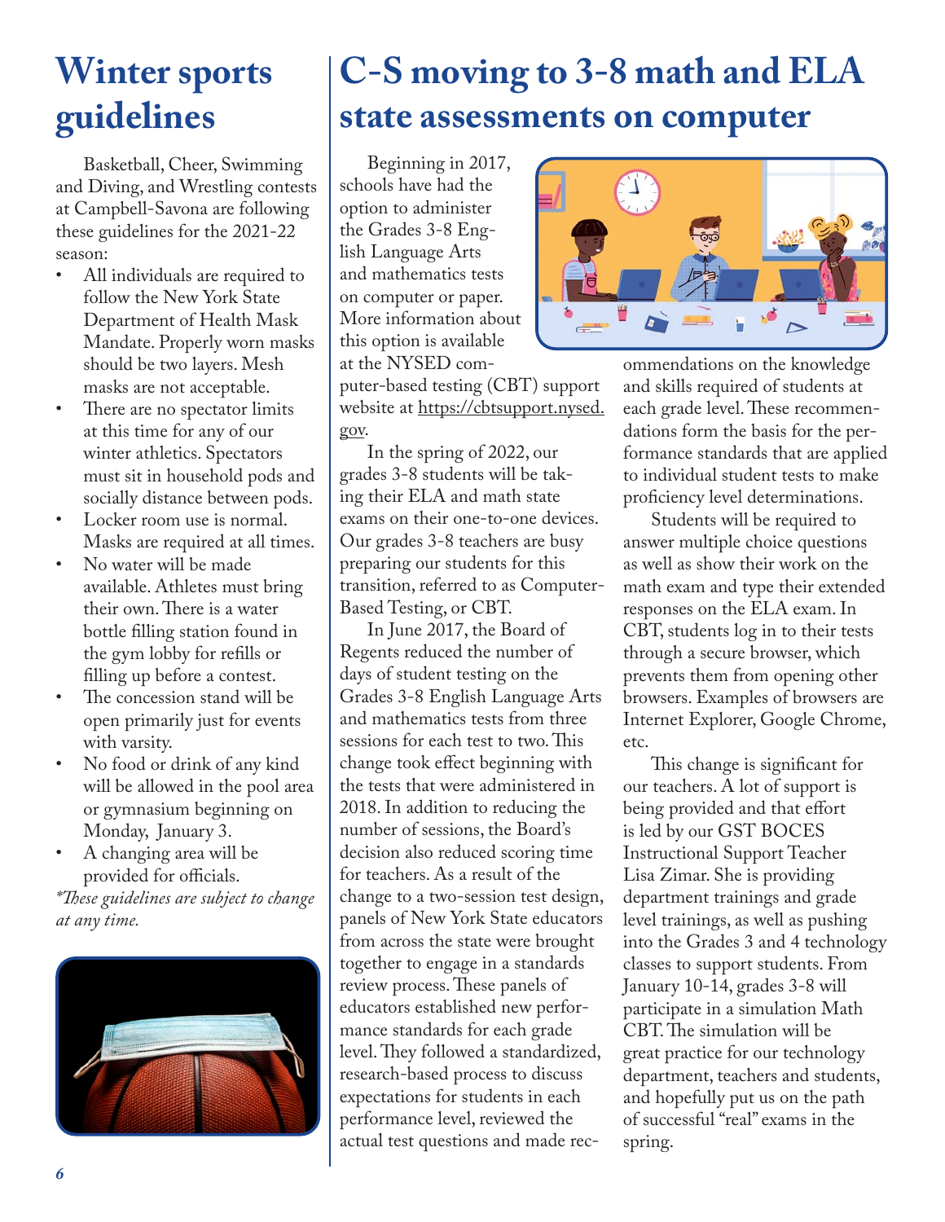# Winter sports guidelines

Basketball, Cheer, Swimming and Diving, and Wrestling contests at Campbell-Savona are following these guidelines for the 2021-22 season:

- All individuals are required to follow the New York State Department of Health Mask Mandate. Properly worn masks should be two layers. Mesh masks are not acceptable.
- There are no spectator limits at this time for any of our winter athletics. Spectators must sit in household pods and socially distance between pods.
- Locker room use is normal. Masks are required at all times.
- No water will be made available. Athletes must bring their own. There is a water bottle filling station found in the gym lobby for refills or filling up before a contest.
- The concession stand will be open primarily just for events with varsity.
- No food or drink of any kind will be allowed in the pool area or gymnasium beginning on Monday, January 3.
- A changing area will be provided for officials.

*\*These guidelines are subject to change at any time.*

# C-S moving to 3-8 math and ELA state assessments on computer

Beginning in 2017, schools have had the option to administer the Grades 3-8 English Language Arts and mathematics tests on computer or paper. More information about this option is available at the NYSED computer-based testing (CBT) support website at https://cbtsupport.nysed.gov.

In the spring of 2022, our grades 3-8 students will be taking their ELA and math state exams on their one-to-one devices. Our grades 3-8 teachers are busy preparing our students for this transition, referred to as Computer-Based Testing, or CBT.

In June 2017, the Board of Regents reduced the number of days of student testing on the Grades 3-8 English Language Arts and mathematics tests from three sessions for each test to two. This change took effect beginning with the tests that were administered in 2018. In addition to reducing the number of sessions, the Board's decision also reduced scoring time for teachers. As a result of the change to a two-session test design, panels of New York State educators from across the state were brought together to engage in a standards review process. These panels of educators established new performance standards for each grade level. They followed a standardized, research-based process to discuss expectations for students in each performance level, reviewed the actual test questions and made recommendations on the knowledge and skills required of students at each grade level. These recommendations form the basis for the performance standards that are applied to individual student tests to make proficiency level determinations.

Students will be required to answer multiple choice questions as well as show their work on the math exam and type their extended responses on the ELA exam. In CBT, students log in to their tests through a secure browser, which prevents them from opening other browsers. Examples of browsers are Internet Explorer, Google Chrome, etc.

This change is significant for our teachers. A lot of support is being provided and that effort is led by our GST BOCES Instructional Support Teacher Lisa Zimar. She is providing department trainings and grade level trainings, as well as pushing into the Grades 3 and 4 technology classes to support students. From January 10-14, grades 3-8 will participate in a simulation Math CBT. The simulation will be great practice for our technology department, teachers and students, and hopefully put us on the path of successful "real" exams in the spring.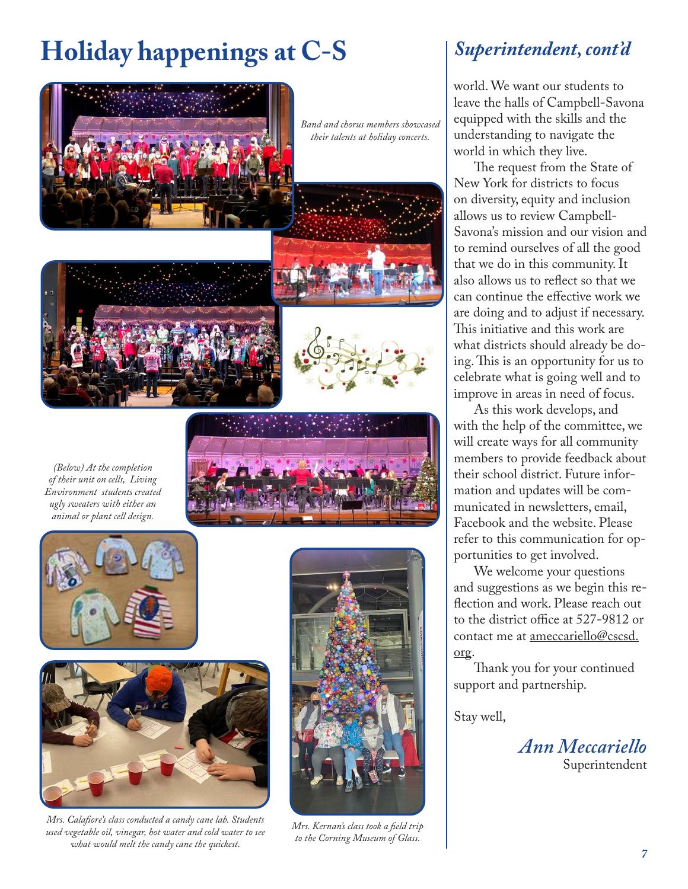# Holiday happenings at C-S

*Band and chorus members showcased their talents at holiday concerts.*

*(Below) At the completion of their unit on cells, Living Environment students created ugly sweaters with either an animal or plant cell design.*

*Mrs. Calafiore's class conducted a candy cane lab. Students used vegetable oil, vinegar, hot water and cold water to see what would melt the candy cane the quickest.*

*Mrs. Kernan's class took a field trip to the Corning Museum of Glass.*

## *Superintendent, cont'd*

world. We want our students to leave the halls of Campbell-Savona equipped with the skills and the understanding to navigate the world in which they live.

The request from the State of New York for districts to focus on diversity, equity and inclusion allows us to review Campbell-Savona's mission and our vision and to remind ourselves of all the good that we do in this community. It also allows us to reflect so that we can continue the effective work we are doing and to adjust if necessary. This initiative and this work are what districts should already be doing. This is an opportunity for us to celebrate what is going well and to improve in areas in need of focus.

As this work develops, and with the help of the committee, we will create ways for all community members to provide feedback about their school district. Future information and updates will be communicated in newsletters, email, Facebook and the website. Please refer to this communication for opportunities to get involved.

We welcome your questions and suggestions as we begin this reflection and work. Please reach out to the district office at 527-9812 or contact me at ameccariello@cscsd.org.

Thank you for your continued support and partnership.

Stay well,

*Ann Meccariello*
Superintendent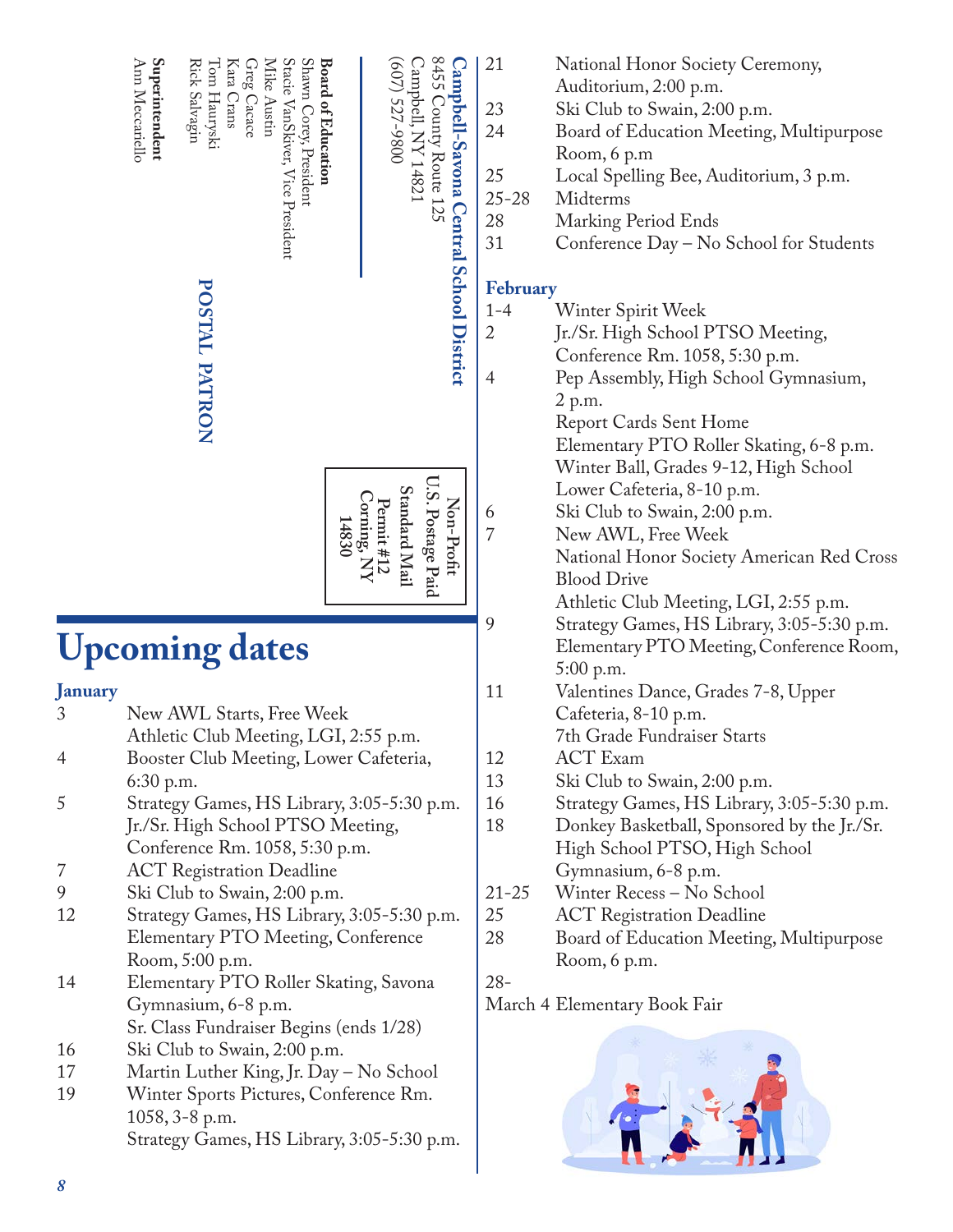**Campbell-Savona Central School District**
8455 County Route 125
Campbell, NY 14821
(607) 527-9800

**Board of Education**
Shawn Corey, President
Stacie VanSkiver, Vice President
Mike Austin
Greg Cacace
Kara Crans
Tom Hauryski
Rick Salvagin

**Superintendent**
Ann Meccariello

Non-Profit
U.S. Postage Paid
Standard Mail
Permit #12
Corning, NY
14830

POSTAL PATRON

# Upcoming dates

## January

| | |
|---|---|
| 3 | New AWL Starts, Free Week<br>Athletic Club Meeting, LGI, 2:55 p.m. |
| 4 | Booster Club Meeting, Lower Cafeteria, 6:30 p.m. |
| 5 | Strategy Games, HS Library, 3:05-5:30 p.m.<br>Jr./Sr. High School PTSO Meeting, Conference Rm. 1058, 5:30 p.m. |
| 7 | ACT Registration Deadline |
| 9 | Ski Club to Swain, 2:00 p.m. |
| 12 | Strategy Games, HS Library, 3:05-5:30 p.m.<br>Elementary PTO Meeting, Conference Room, 5:00 p.m. |
| 14 | Elementary PTO Roller Skating, Savona Gymnasium, 6-8 p.m.<br>Sr. Class Fundraiser Begins (ends 1/28) |
| 16 | Ski Club to Swain, 2:00 p.m. |
| 17 | Martin Luther King, Jr. Day – No School |
| 19 | Winter Sports Pictures, Conference Rm. 1058, 3-8 p.m.<br>Strategy Games, HS Library, 3:05-5:30 p.m. |
| 21 | National Honor Society Ceremony, Auditorium, 2:00 p.m. |
| 23 | Ski Club to Swain, 2:00 p.m. |
| 24 | Board of Education Meeting, Multipurpose Room, 6 p.m |
| 25 | Local Spelling Bee, Auditorium, 3 p.m. |
| 25-28 | Midterms |
| 28 | Marking Period Ends |
| 31 | Conference Day – No School for Students |

## February

| | |
|---|---|
| 1-4 | Winter Spirit Week |
| 2 | Jr./Sr. High School PTSO Meeting, Conference Rm. 1058, 5:30 p.m. |
| 4 | Pep Assembly, High School Gymnasium, 2 p.m.<br>Report Cards Sent Home<br>Elementary PTO Roller Skating, 6-8 p.m.<br>Winter Ball, Grades 9-12, High School Lower Cafeteria, 8-10 p.m. |
| 6 | Ski Club to Swain, 2:00 p.m. |
| 7 | New AWL, Free Week<br>National Honor Society American Red Cross Blood Drive<br>Athletic Club Meeting, LGI, 2:55 p.m. |
| 9 | Strategy Games, HS Library, 3:05-5:30 p.m.<br>Elementary PTO Meeting, Conference Room, 5:00 p.m. |
| 11 | Valentines Dance, Grades 7-8, Upper Cafeteria, 8-10 p.m.<br>7th Grade Fundraiser Starts |
| 12 | ACT Exam |
| 13 | Ski Club to Swain, 2:00 p.m. |
| 16 | Strategy Games, HS Library, 3:05-5:30 p.m. |
| 18 | Donkey Basketball, Sponsored by the Jr./Sr. High School PTSO, High School Gymnasium, 6-8 p.m. |
| 21-25 | Winter Recess – No School |
| 25 | ACT Registration Deadline |
| 28 | Board of Education Meeting, Multipurpose Room, 6 p.m. |
| 28-March 4 | Elementary Book Fair |